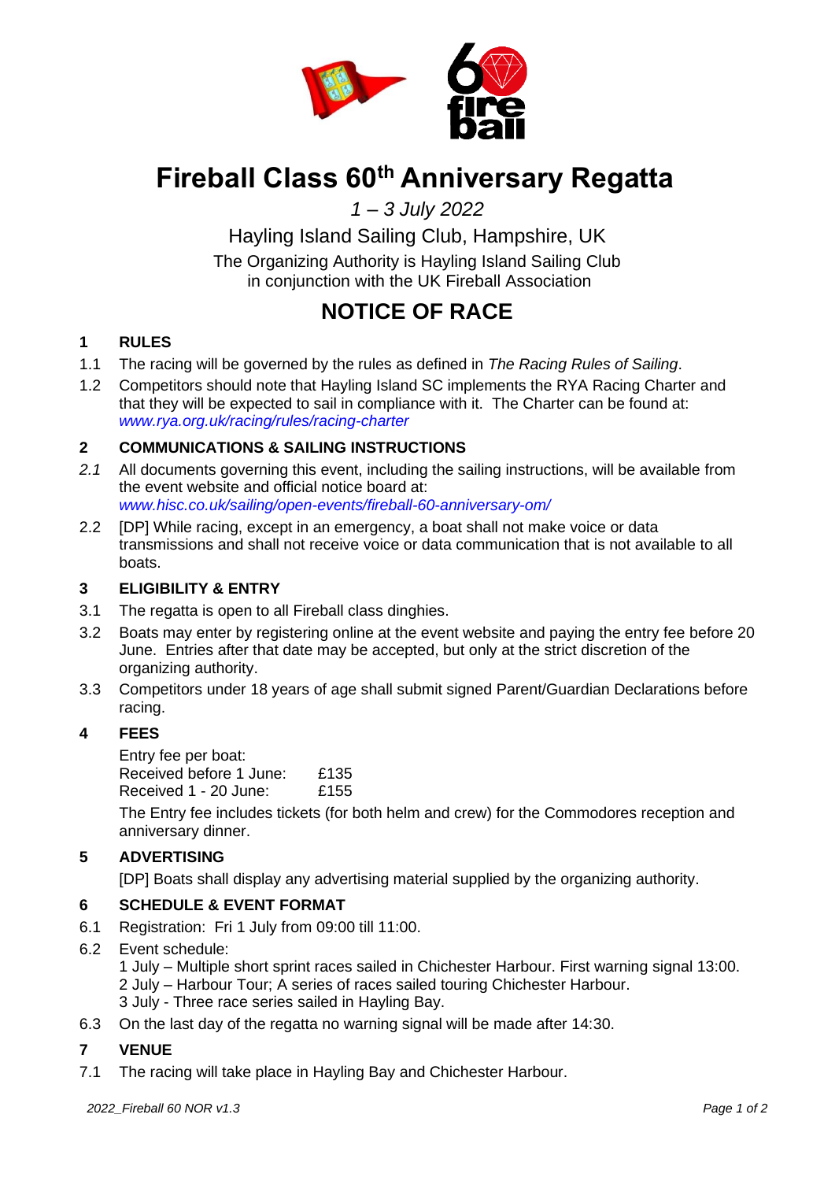# Fireball Class 60th Anniversary Regatta

*1 – 3 July 2022*

Hayling Island Sailing Club, Hampshire, UK

The Organizing Authority is Hayling Island Sailing Club
in conjunction with the UK Fireball Association

# NOTICE OF RACE

## 1 RULES

1.1 The racing will be governed by the rules as defined in *The Racing Rules of Sailing*.

1.2 Competitors should note that Hayling Island SC implements the RYA Racing Charter and that they will be expected to sail in compliance with it. The Charter can be found at: *www.rya.org.uk/racing/rules/racing-charter*

## 2 COMMUNICATIONS & SAILING INSTRUCTIONS

*2.1* All documents governing this event, including the sailing instructions, will be available from the event website and official notice board at: *www.hisc.co.uk/sailing/open-events/fireball-60-anniversary-om/*

2.2 [DP] While racing, except in an emergency, a boat shall not make voice or data transmissions and shall not receive voice or data communication that is not available to all boats.

## 3 ELIGIBILITY & ENTRY

3.1 The regatta is open to all Fireball class dinghies.

3.2 Boats may enter by registering online at the event website and paying the entry fee before 20 June. Entries after that date may be accepted, but only at the strict discretion of the organizing authority.

3.3 Competitors under 18 years of age shall submit signed Parent/Guardian Declarations before racing.

## 4 FEES

Entry fee per boat:
Received before 1 June: £135
Received 1 - 20 June: £155

The Entry fee includes tickets (for both helm and crew) for the Commodores reception and anniversary dinner.

## 5 ADVERTISING

[DP] Boats shall display any advertising material supplied by the organizing authority.

## 6 SCHEDULE & EVENT FORMAT

6.1 Registration: Fri 1 July from 09:00 till 11:00.

6.2 Event schedule:
1 July – Multiple short sprint races sailed in Chichester Harbour. First warning signal 13:00.
2 July – Harbour Tour; A series of races sailed touring Chichester Harbour.
3 July - Three race series sailed in Hayling Bay.

6.3 On the last day of the regatta no warning signal will be made after 14:30.

## 7 VENUE

7.1 The racing will take place in Hayling Bay and Chichester Harbour.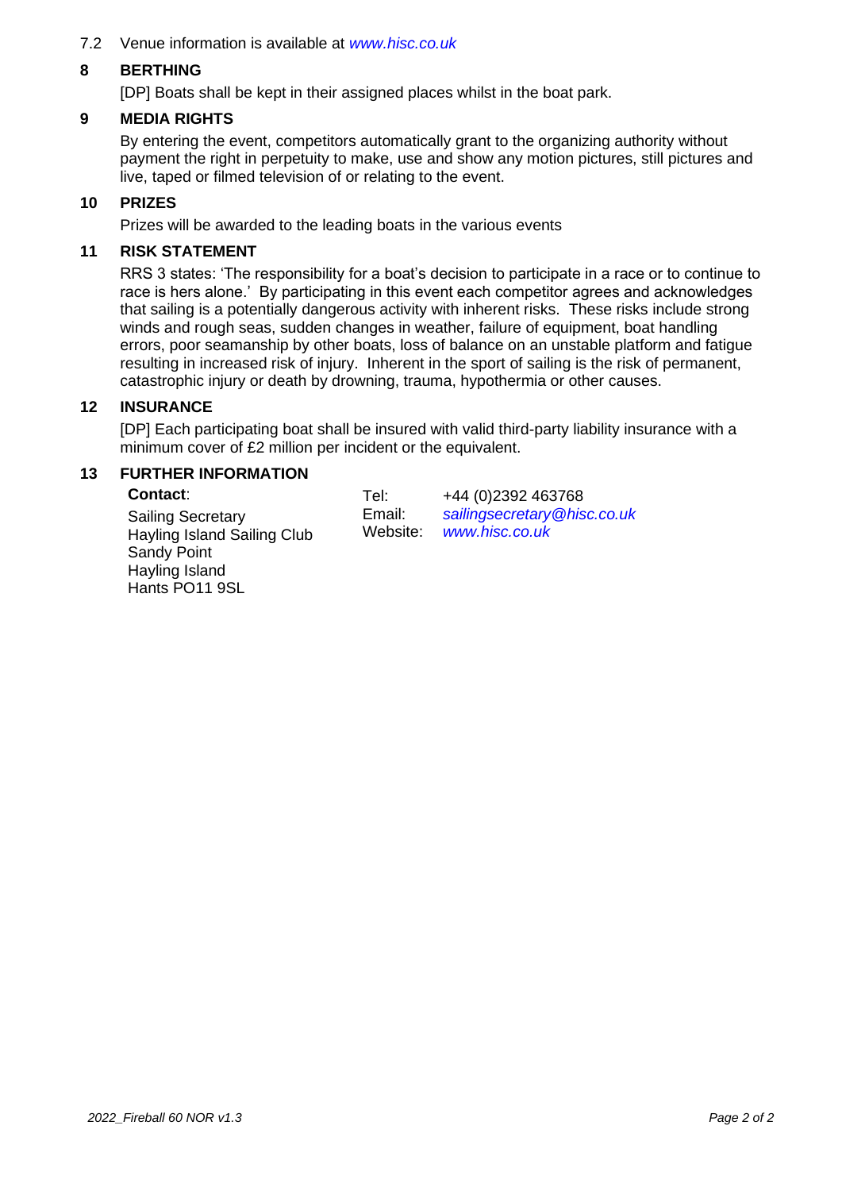7.2 Venue information is available at *www.hisc.co.uk*

## 8 BERTHING

[DP] Boats shall be kept in their assigned places whilst in the boat park.

## 9 MEDIA RIGHTS

By entering the event, competitors automatically grant to the organizing authority without payment the right in perpetuity to make, use and show any motion pictures, still pictures and live, taped or filmed television of or relating to the event.

## 10 PRIZES

Prizes will be awarded to the leading boats in the various events

## 11 RISK STATEMENT

RRS 3 states: 'The responsibility for a boat's decision to participate in a race or to continue to race is hers alone.' By participating in this event each competitor agrees and acknowledges that sailing is a potentially dangerous activity with inherent risks. These risks include strong winds and rough seas, sudden changes in weather, failure of equipment, boat handling errors, poor seamanship by other boats, loss of balance on an unstable platform and fatigue resulting in increased risk of injury. Inherent in the sport of sailing is the risk of permanent, catastrophic injury or death by drowning, trauma, hypothermia or other causes.

## 12 INSURANCE

[DP] Each participating boat shall be insured with valid third-party liability insurance with a minimum cover of £2 million per incident or the equivalent.

## 13 FURTHER INFORMATION

**Contact**:

Sailing Secretary
Hayling Island Sailing Club
Sandy Point
Hayling Island
Hants PO11 9SL

Tel: +44 (0)2392 463768
Email: *sailingsecretary@hisc.co.uk*
Website: *www.hisc.co.uk*